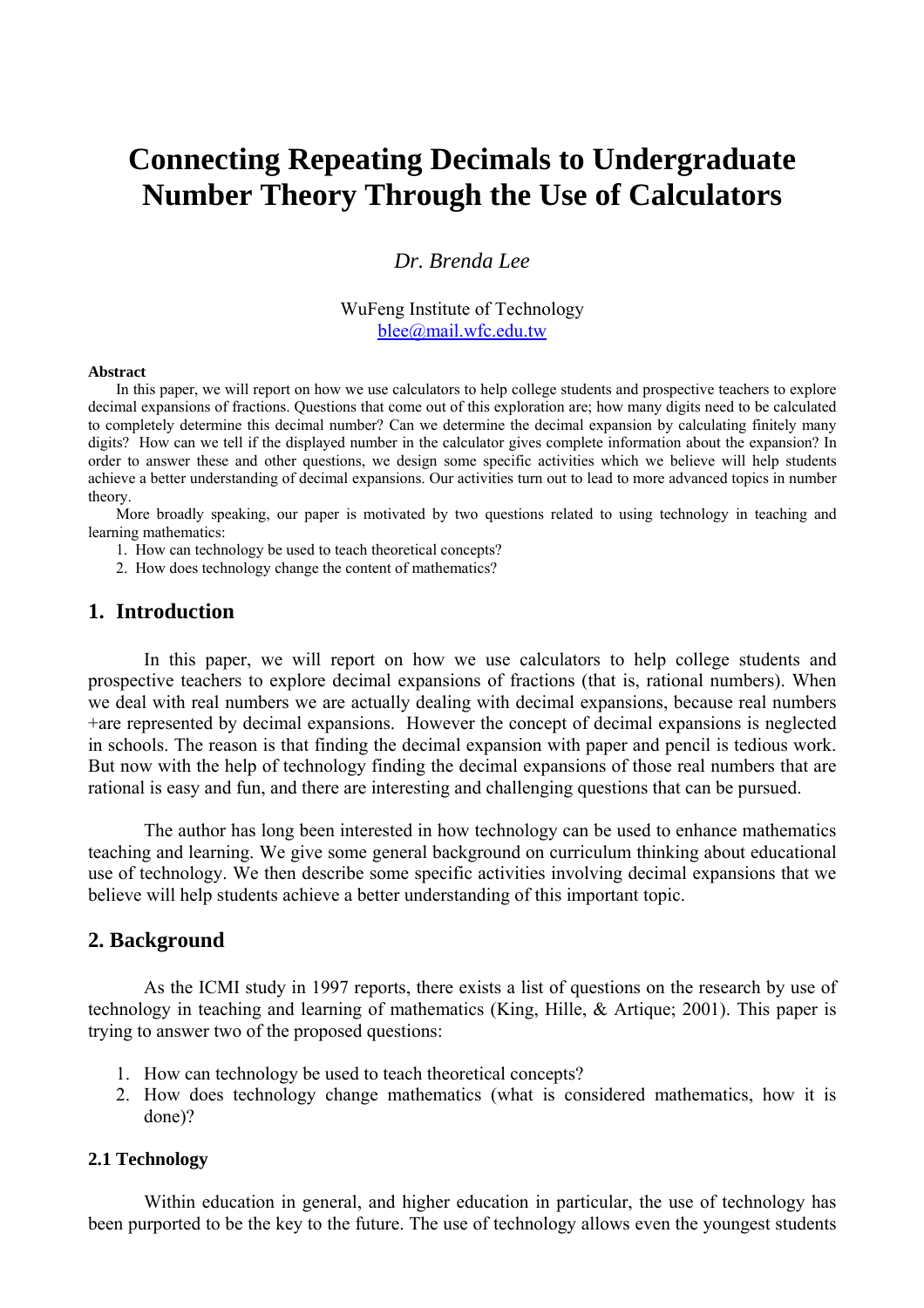# Connecting Repeating Decimals to Undergraduate Number Theory Through the Use of Calculators

*Dr. Brenda Lee*

WuFeng Institute of Technology
blee@mail.wfc.edu.tw

**Abstract**

In this paper, we will report on how we use calculators to help college students and prospective teachers to explore decimal expansions of fractions. Questions that come out of this exploration are; how many digits need to be calculated to completely determine this decimal number? Can we determine the decimal expansion by calculating finitely many digits? How can we tell if the displayed number in the calculator gives complete information about the expansion? In order to answer these and other questions, we design some specific activities which we believe will help students achieve a better understanding of decimal expansions. Our activities turn out to lead to more advanced topics in number theory.

More broadly speaking, our paper is motivated by two questions related to using technology in teaching and learning mathematics:

1. How can technology be used to teach theoretical concepts?
2. How does technology change the content of mathematics?

## 1. Introduction

In this paper, we will report on how we use calculators to help college students and prospective teachers to explore decimal expansions of fractions (that is, rational numbers). When we deal with real numbers we are actually dealing with decimal expansions, because real numbers +are represented by decimal expansions. However the concept of decimal expansions is neglected in schools. The reason is that finding the decimal expansion with paper and pencil is tedious work. But now with the help of technology finding the decimal expansions of those real numbers that are rational is easy and fun, and there are interesting and challenging questions that can be pursued.

The author has long been interested in how technology can be used to enhance mathematics teaching and learning. We give some general background on curriculum thinking about educational use of technology. We then describe some specific activities involving decimal expansions that we believe will help students achieve a better understanding of this important topic.

## 2. Background

As the ICMI study in 1997 reports, there exists a list of questions on the research by use of technology in teaching and learning of mathematics (King, Hille, & Artique; 2001). This paper is trying to answer two of the proposed questions:

1. How can technology be used to teach theoretical concepts?
2. How does technology change mathematics (what is considered mathematics, how it is done)?

### 2.1 Technology

Within education in general, and higher education in particular, the use of technology has been purported to be the key to the future. The use of technology allows even the youngest students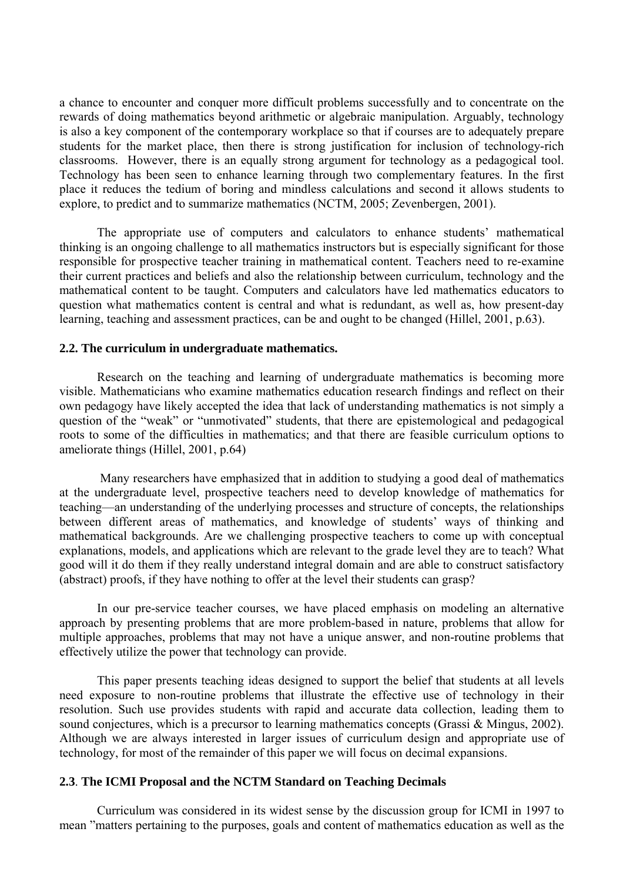a chance to encounter and conquer more difficult problems successfully and to concentrate on the rewards of doing mathematics beyond arithmetic or algebraic manipulation. Arguably, technology is also a key component of the contemporary workplace so that if courses are to adequately prepare students for the market place, then there is strong justification for inclusion of technology-rich classrooms. However, there is an equally strong argument for technology as a pedagogical tool. Technology has been seen to enhance learning through two complementary features. In the first place it reduces the tedium of boring and mindless calculations and second it allows students to explore, to predict and to summarize mathematics (NCTM, 2005; Zevenbergen, 2001).

The appropriate use of computers and calculators to enhance students' mathematical thinking is an ongoing challenge to all mathematics instructors but is especially significant for those responsible for prospective teacher training in mathematical content. Teachers need to re-examine their current practices and beliefs and also the relationship between curriculum, technology and the mathematical content to be taught. Computers and calculators have led mathematics educators to question what mathematics content is central and what is redundant, as well as, how present-day learning, teaching and assessment practices, can be and ought to be changed (Hillel, 2001, p.63).

### 2.2. The curriculum in undergraduate mathematics.

Research on the teaching and learning of undergraduate mathematics is becoming more visible. Mathematicians who examine mathematics education research findings and reflect on their own pedagogy have likely accepted the idea that lack of understanding mathematics is not simply a question of the "weak" or "unmotivated" students, that there are epistemological and pedagogical roots to some of the difficulties in mathematics; and that there are feasible curriculum options to ameliorate things (Hillel, 2001, p.64)

Many researchers have emphasized that in addition to studying a good deal of mathematics at the undergraduate level, prospective teachers need to develop knowledge of mathematics for teaching—an understanding of the underlying processes and structure of concepts, the relationships between different areas of mathematics, and knowledge of students' ways of thinking and mathematical backgrounds. Are we challenging prospective teachers to come up with conceptual explanations, models, and applications which are relevant to the grade level they are to teach? What good will it do them if they really understand integral domain and are able to construct satisfactory (abstract) proofs, if they have nothing to offer at the level their students can grasp?

In our pre-service teacher courses, we have placed emphasis on modeling an alternative approach by presenting problems that are more problem-based in nature, problems that allow for multiple approaches, problems that may not have a unique answer, and non-routine problems that effectively utilize the power that technology can provide.

This paper presents teaching ideas designed to support the belief that students at all levels need exposure to non-routine problems that illustrate the effective use of technology in their resolution. Such use provides students with rapid and accurate data collection, leading them to sound conjectures, which is a precursor to learning mathematics concepts (Grassi & Mingus, 2002). Although we are always interested in larger issues of curriculum design and appropriate use of technology, for most of the remainder of this paper we will focus on decimal expansions.

### 2.3. The ICMI Proposal and the NCTM Standard on Teaching Decimals

Curriculum was considered in its widest sense by the discussion group for ICMI in 1997 to mean "matters pertaining to the purposes, goals and content of mathematics education as well as the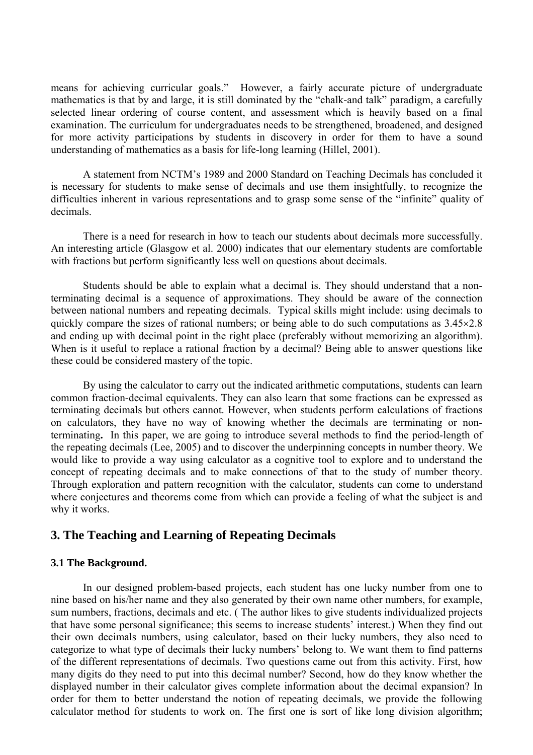means for achieving curricular goals." However, a fairly accurate picture of undergraduate mathematics is that by and large, it is still dominated by the "chalk-and talk" paradigm, a carefully selected linear ordering of course content, and assessment which is heavily based on a final examination. The curriculum for undergraduates needs to be strengthened, broadened, and designed for more activity participations by students in discovery in order for them to have a sound understanding of mathematics as a basis for life-long learning (Hillel, 2001).

A statement from NCTM's 1989 and 2000 Standard on Teaching Decimals has concluded it is necessary for students to make sense of decimals and use them insightfully, to recognize the difficulties inherent in various representations and to grasp some sense of the "infinite" quality of decimals.

There is a need for research in how to teach our students about decimals more successfully. An interesting article (Glasgow et al. 2000) indicates that our elementary students are comfortable with fractions but perform significantly less well on questions about decimals.

Students should be able to explain what a decimal is. They should understand that a non-terminating decimal is a sequence of approximations. They should be aware of the connection between national numbers and repeating decimals. Typical skills might include: using decimals to quickly compare the sizes of rational numbers; or being able to do such computations as $3.45\times2.8$ and ending up with decimal point in the right place (preferably without memorizing an algorithm). When is it useful to replace a rational fraction by a decimal? Being able to answer questions like these could be considered mastery of the topic.

By using the calculator to carry out the indicated arithmetic computations, students can learn common fraction-decimal equivalents. They can also learn that some fractions can be expressed as terminating decimals but others cannot. However, when students perform calculations of fractions on calculators, they have no way of knowing whether the decimals are terminating or non-terminating**.** In this paper, we are going to introduce several methods to find the period-length of the repeating decimals (Lee, 2005) and to discover the underpinning concepts in number theory. We would like to provide a way using calculator as a cognitive tool to explore and to understand the concept of repeating decimals and to make connections of that to the study of number theory. Through exploration and pattern recognition with the calculator, students can come to understand where conjectures and theorems come from which can provide a feeling of what the subject is and why it works.

## 3. The Teaching and Learning of Repeating Decimals

### 3.1 The Background.

In our designed problem-based projects, each student has one lucky number from one to nine based on his/her name and they also generated by their own name other numbers, for example, sum numbers, fractions, decimals and etc. ( The author likes to give students individualized projects that have some personal significance; this seems to increase students' interest.) When they find out their own decimals numbers, using calculator, based on their lucky numbers, they also need to categorize to what type of decimals their lucky numbers' belong to. We want them to find patterns of the different representations of decimals. Two questions came out from this activity. First, how many digits do they need to put into this decimal number? Second, how do they know whether the displayed number in their calculator gives complete information about the decimal expansion? In order for them to better understand the notion of repeating decimals, we provide the following calculator method for students to work on. The first one is sort of like long division algorithm;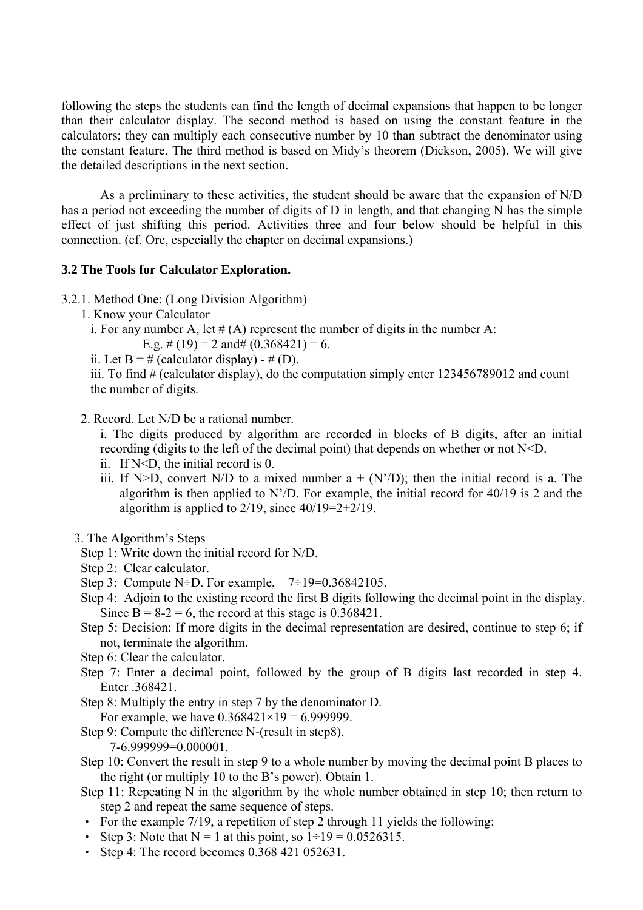following the steps the students can find the length of decimal expansions that happen to be longer than their calculator display. The second method is based on using the constant feature in the calculators; they can multiply each consecutive number by 10 than subtract the denominator using the constant feature. The third method is based on Midy's theorem (Dickson, 2005). We will give the detailed descriptions in the next section.

As a preliminary to these activities, the student should be aware that the expansion of N/D has a period not exceeding the number of digits of D in length, and that changing N has the simple effect of just shifting this period. Activities three and four below should be helpful in this connection. (cf. Ore, especially the chapter on decimal expansions.)

### 3.2 The Tools for Calculator Exploration.

3.2.1. Method One: (Long Division Algorithm)

1. Know your Calculator
   - i. For any number A, let # (A) represent the number of digits in the number A:
     
     E.g. # (19) = 2 and# (0.368421) = 6.
   - ii. Let B = # (calculator display) - # (D).
   - iii. To find # (calculator display), do the computation simply enter 123456789012 and count the number of digits.

2. Record. Let N/D be a rational number.
   - i. The digits produced by algorithm are recorded in blocks of B digits, after an initial recording (digits to the left of the decimal point) that depends on whether or not N<D.
   - ii. If N<D, the initial record is 0.
   - iii. If N>D, convert N/D to a mixed number a + (N'/D); then the initial record is a. The algorithm is then applied to N'/D. For example, the initial record for 40/19 is 2 and the algorithm is applied to 2/19, since 40/19=2+2/19.

3. The Algorithm's Steps
   - Step 1: Write down the initial record for N/D.
   - Step 2: Clear calculator.
   - Step 3: Compute N÷D. For example, 7÷19=0.36842105.
   - Step 4: Adjoin to the existing record the first B digits following the decimal point in the display. Since B = 8-2 = 6, the record at this stage is 0.368421.
   - Step 5: Decision: If more digits in the decimal representation are desired, continue to step 6; if not, terminate the algorithm.
   - Step 6: Clear the calculator.
   - Step 7: Enter a decimal point, followed by the group of B digits last recorded in step 4. Enter .368421.
   - Step 8: Multiply the entry in step 7 by the denominator D.
     
     For example, we have 0.368421×19 = 6.999999.
   - Step 9: Compute the difference N-(result in step8).
     
     7-6.999999=0.000001.
   - Step 10: Convert the result in step 9 to a whole number by moving the decimal point B places to the right (or multiply 10 to the B's power). Obtain 1.
   - Step 11: Repeating N in the algorithm by the whole number obtained in step 10; then return to step 2 and repeat the same sequence of steps.
   - For the example 7/19, a repetition of step 2 through 11 yields the following:
   - Step 3: Note that N = 1 at this point, so 1÷19 = 0.0526315.
   - Step 4: The record becomes 0.368 421 052631.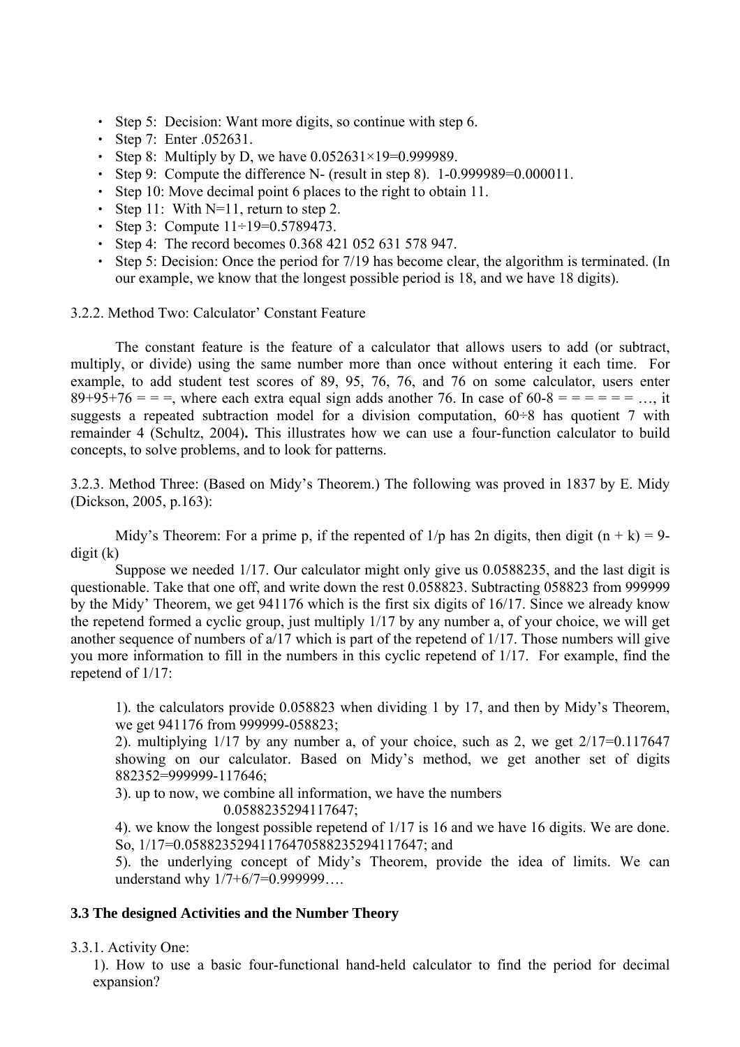- Step 5: Decision: Want more digits, so continue with step 6.
- Step 7: Enter .052631.
- Step 8: Multiply by D, we have 0.052631×19=0.999989.
- Step 9: Compute the difference N- (result in step 8). 1-0.999989=0.000011.
- Step 10: Move decimal point 6 places to the right to obtain 11.
- Step 11: With N=11, return to step 2.
- Step 3: Compute 11÷19=0.5789473.
- Step 4: The record becomes 0.368 421 052 631 578 947.
- Step 5: Decision: Once the period for 7/19 has become clear, the algorithm is terminated. (In our example, we know that the longest possible period is 18, and we have 18 digits).

3.2.2. Method Two: Calculator' Constant Feature

The constant feature is the feature of a calculator that allows users to add (or subtract, multiply, or divide) using the same number more than once without entering it each time. For example, to add student test scores of 89, 95, 76, 76, and 76 on some calculator, users enter 89+95+76 = = =, where each extra equal sign adds another 76. In case of 60-8 = = = = = = …, it suggests a repeated subtraction model for a division computation, 60÷8 has quotient 7 with remainder 4 (Schultz, 2004)**.** This illustrates how we can use a four-function calculator to build concepts, to solve problems, and to look for patterns.

3.2.3. Method Three: (Based on Midy's Theorem.) The following was proved in 1837 by E. Midy (Dickson, 2005, p.163):

Midy's Theorem: For a prime p, if the repented of 1/p has 2n digits, then digit (n + k) = 9-digit (k)

Suppose we needed 1/17. Our calculator might only give us 0.0588235, and the last digit is questionable. Take that one off, and write down the rest 0.058823. Subtracting 058823 from 999999 by the Midy' Theorem, we get 941176 which is the first six digits of 16/17. Since we already know the repetend formed a cyclic group, just multiply 1/17 by any number a, of your choice, we will get another sequence of numbers of a/17 which is part of the repetend of 1/17. Those numbers will give you more information to fill in the numbers in this cyclic repetend of 1/17. For example, find the repetend of 1/17:

1). the calculators provide 0.058823 when dividing 1 by 17, and then by Midy's Theorem, we get 941176 from 999999-058823;

2). multiplying 1/17 by any number a, of your choice, such as 2, we get 2/17=0.117647 showing on our calculator. Based on Midy's method, we get another set of digits 882352=999999-117646;

3). up to now, we combine all information, we have the numbers

0.0588235294117647;

4). we know the longest possible repetend of 1/17 is 16 and we have 16 digits. We are done. So, 1/17=0.05882352941176470588235294117647; and

5). the underlying concept of Midy's Theorem, provide the idea of limits. We can understand why 1/7+6/7=0.999999….

### 3.3 The designed Activities and the Number Theory

3.3.1. Activity One:

1). How to use a basic four-functional hand-held calculator to find the period for decimal expansion?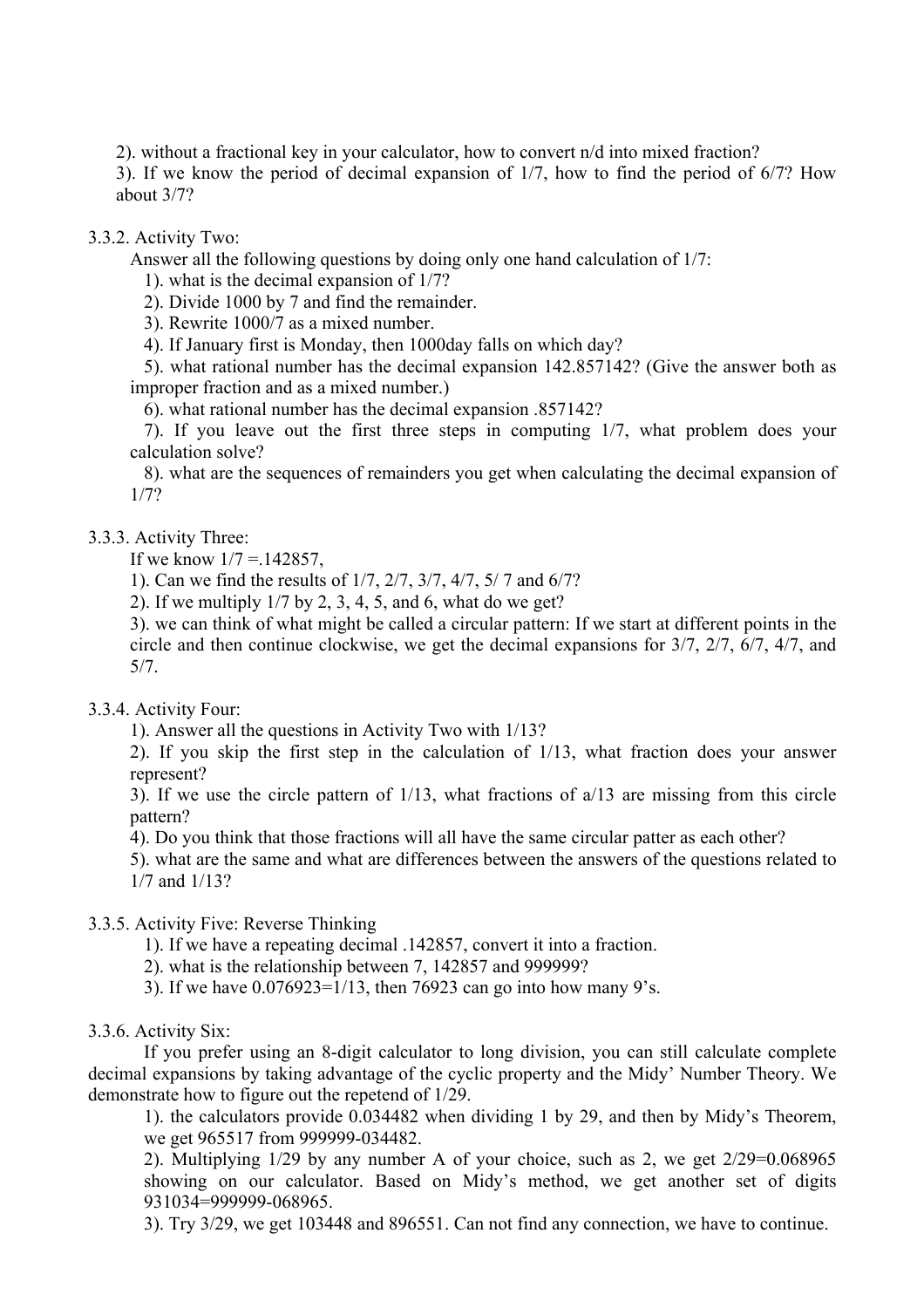2). without a fractional key in your calculator, how to convert n/d into mixed fraction?

3). If we know the period of decimal expansion of 1/7, how to find the period of 6/7? How about 3/7?

3.3.2. Activity Two:

Answer all the following questions by doing only one hand calculation of 1/7:

1). what is the decimal expansion of 1/7?

2). Divide 1000 by 7 and find the remainder.

3). Rewrite 1000/7 as a mixed number.

4). If January first is Monday, then 1000day falls on which day?

5). what rational number has the decimal expansion 142.857142? (Give the answer both as improper fraction and as a mixed number.)

6). what rational number has the decimal expansion .857142?

7). If you leave out the first three steps in computing 1/7, what problem does your calculation solve?

8). what are the sequences of remainders you get when calculating the decimal expansion of 1/7?

3.3.3. Activity Three:

If we know 1/7 =.142857,

1). Can we find the results of 1/7, 2/7, 3/7, 4/7, 5/ 7 and 6/7?

2). If we multiply 1/7 by 2, 3, 4, 5, and 6, what do we get?

3). we can think of what might be called a circular pattern: If we start at different points in the circle and then continue clockwise, we get the decimal expansions for 3/7, 2/7, 6/7, 4/7, and 5/7.

3.3.4. Activity Four:

1). Answer all the questions in Activity Two with 1/13?

2). If you skip the first step in the calculation of 1/13, what fraction does your answer represent?

3). If we use the circle pattern of 1/13, what fractions of a/13 are missing from this circle pattern?

4). Do you think that those fractions will all have the same circular patter as each other?

5). what are the same and what are differences between the answers of the questions related to 1/7 and 1/13?

3.3.5. Activity Five: Reverse Thinking

1). If we have a repeating decimal .142857, convert it into a fraction.

2). what is the relationship between 7, 142857 and 999999?

3). If we have 0.076923=1/13, then 76923 can go into how many 9's.

3.3.6. Activity Six:

If you prefer using an 8-digit calculator to long division, you can still calculate complete decimal expansions by taking advantage of the cyclic property and the Midy' Number Theory. We demonstrate how to figure out the repetend of 1/29.

1). the calculators provide 0.034482 when dividing 1 by 29, and then by Midy's Theorem, we get 965517 from 999999-034482.

2). Multiplying 1/29 by any number A of your choice, such as 2, we get 2/29=0.068965 showing on our calculator. Based on Midy's method, we get another set of digits 931034=999999-068965.

3). Try 3/29, we get 103448 and 896551. Can not find any connection, we have to continue.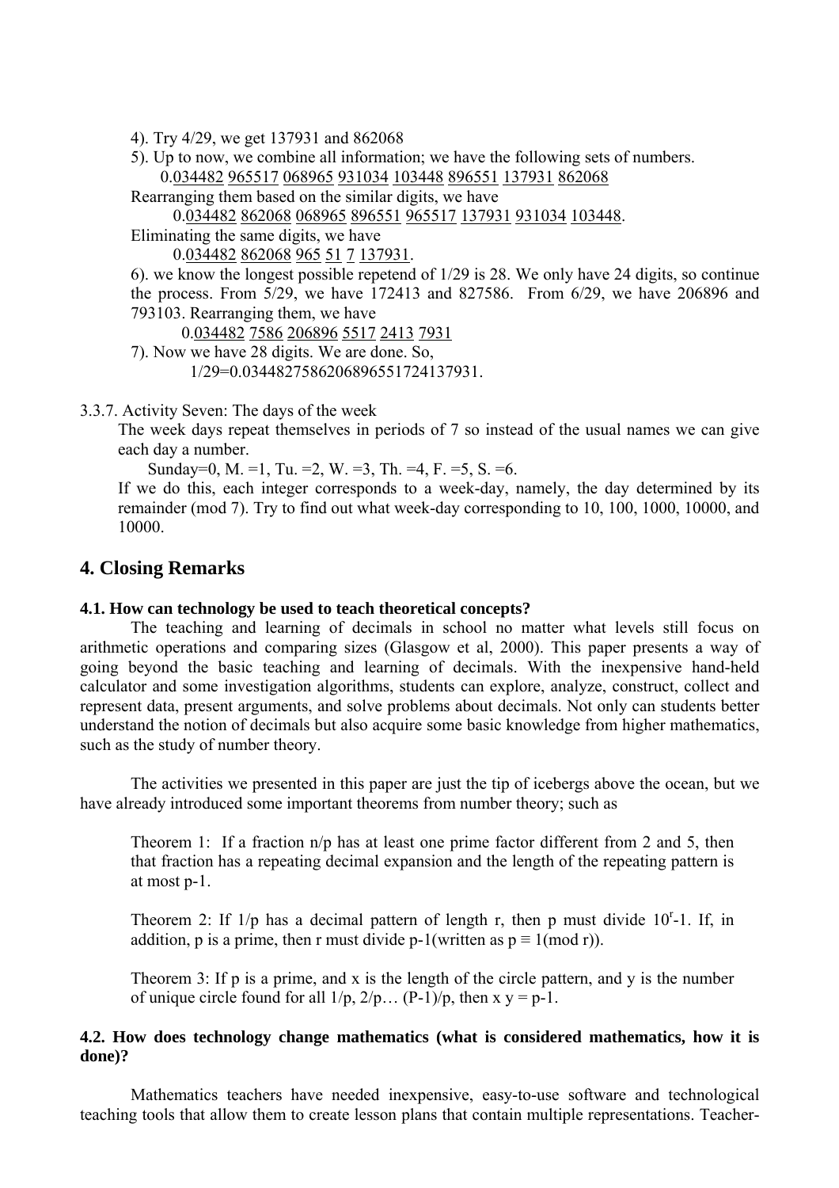4). Try 4/29, we get 137931 and 862068

5). Up to now, we combine all information; we have the following sets of numbers.

0.034482 965517 068965 931034 103448 896551 137931 862068

Rearranging them based on the similar digits, we have

0.034482 862068 068965 896551 965517 137931 931034 103448.

Eliminating the same digits, we have

0.034482 862068 965 51 7 137931.

6). we know the longest possible repetend of 1/29 is 28. We only have 24 digits, so continue the process. From 5/29, we have 172413 and 827586. From 6/29, we have 206896 and 793103. Rearranging them, we have

0.034482 7586 206896 5517 2413 7931

7). Now we have 28 digits. We are done. So,

1/29=0.0344827586206896551724137931.

3.3.7. Activity Seven: The days of the week

The week days repeat themselves in periods of 7 so instead of the usual names we can give each day a number.

Sunday=0, M. =1, Tu. =2, W. =3, Th. =4, F. =5, S. =6.

If we do this, each integer corresponds to a week-day, namely, the day determined by its remainder (mod 7). Try to find out what week-day corresponding to 10, 100, 1000, 10000, and 10000.

## 4. Closing Remarks

### 4.1. How can technology be used to teach theoretical concepts?

The teaching and learning of decimals in school no matter what levels still focus on arithmetic operations and comparing sizes (Glasgow et al, 2000). This paper presents a way of going beyond the basic teaching and learning of decimals. With the inexpensive hand-held calculator and some investigation algorithms, students can explore, analyze, construct, collect and represent data, present arguments, and solve problems about decimals. Not only can students better understand the notion of decimals but also acquire some basic knowledge from higher mathematics, such as the study of number theory.

The activities we presented in this paper are just the tip of icebergs above the ocean, but we have already introduced some important theorems from number theory; such as

Theorem 1: If a fraction n/p has at least one prime factor different from 2 and 5, then that fraction has a repeating decimal expansion and the length of the repeating pattern is at most p-1.

Theorem 2: If 1/p has a decimal pattern of length r, then p must divide $10^r$-1. If, in addition, p is a prime, then r must divide p-1(written as $p \equiv 1 \pmod r$).

Theorem 3: If p is a prime, and x is the length of the circle pattern, and y is the number of unique circle found for all 1/p, 2/p… (P-1)/p, then x y = p-1.

### 4.2. How does technology change mathematics (what is considered mathematics, how it is done)?

Mathematics teachers have needed inexpensive, easy-to-use software and technological teaching tools that allow them to create lesson plans that contain multiple representations. Teacher-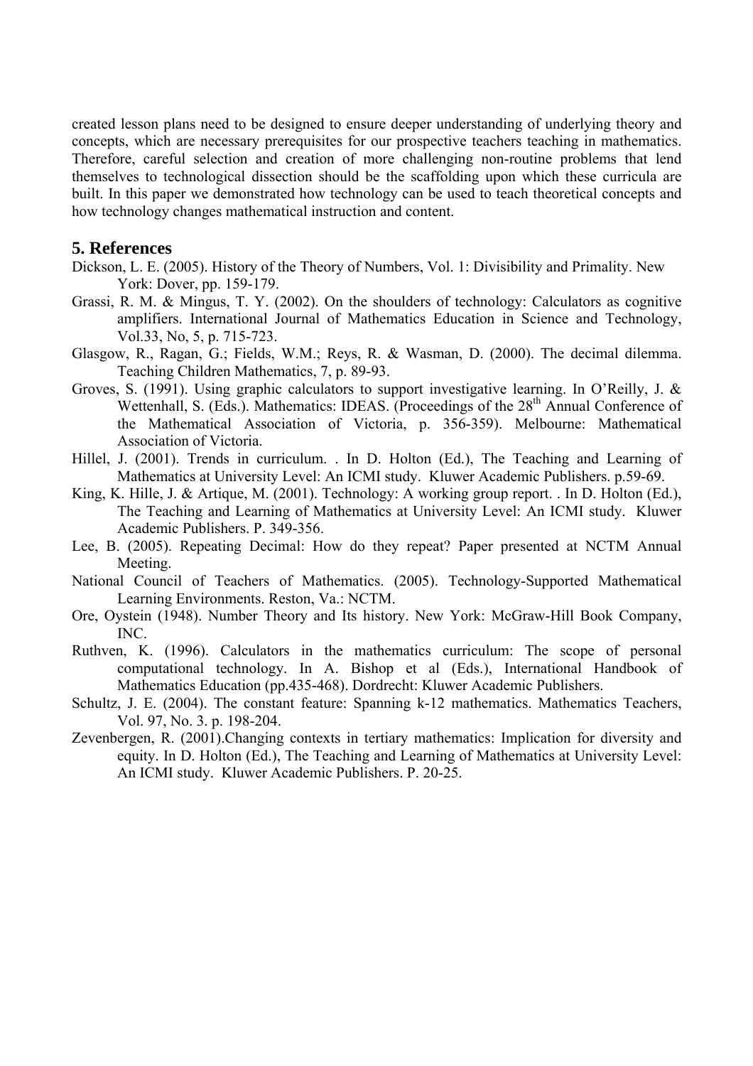created lesson plans need to be designed to ensure deeper understanding of underlying theory and concepts, which are necessary prerequisites for our prospective teachers teaching in mathematics. Therefore, careful selection and creation of more challenging non-routine problems that lend themselves to technological dissection should be the scaffolding upon which these curricula are built. In this paper we demonstrated how technology can be used to teach theoretical concepts and how technology changes mathematical instruction and content.

## 5. References

Dickson, L. E. (2005). History of the Theory of Numbers, Vol. 1: Divisibility and Primality. New York: Dover, pp. 159-179.

Grassi, R. M. & Mingus, T. Y. (2002). On the shoulders of technology: Calculators as cognitive amplifiers. International Journal of Mathematics Education in Science and Technology, Vol.33, No, 5, p. 715-723.

Glasgow, R., Ragan, G.; Fields, W.M.; Reys, R. & Wasman, D. (2000). The decimal dilemma. Teaching Children Mathematics, 7, p. 89-93.

Groves, S. (1991). Using graphic calculators to support investigative learning. In O'Reilly, J. & Wettenhall, S. (Eds.). Mathematics: IDEAS. (Proceedings of the 28th Annual Conference of the Mathematical Association of Victoria, p. 356-359). Melbourne: Mathematical Association of Victoria.

Hillel, J. (2001). Trends in curriculum. . In D. Holton (Ed.), The Teaching and Learning of Mathematics at University Level: An ICMI study. Kluwer Academic Publishers. p.59-69.

King, K. Hille, J. & Artique, M. (2001). Technology: A working group report. . In D. Holton (Ed.), The Teaching and Learning of Mathematics at University Level: An ICMI study. Kluwer Academic Publishers. P. 349-356.

Lee, B. (2005). Repeating Decimal: How do they repeat? Paper presented at NCTM Annual Meeting.

National Council of Teachers of Mathematics. (2005). Technology-Supported Mathematical Learning Environments. Reston, Va.: NCTM.

Ore, Oystein (1948). Number Theory and Its history. New York: McGraw-Hill Book Company, INC.

Ruthven, K. (1996). Calculators in the mathematics curriculum: The scope of personal computational technology. In A. Bishop et al (Eds.), International Handbook of Mathematics Education (pp.435-468). Dordrecht: Kluwer Academic Publishers.

Schultz, J. E. (2004). The constant feature: Spanning k-12 mathematics. Mathematics Teachers, Vol. 97, No. 3. p. 198-204.

Zevenbergen, R. (2001).Changing contexts in tertiary mathematics: Implication for diversity and equity. In D. Holton (Ed.), The Teaching and Learning of Mathematics at University Level: An ICMI study. Kluwer Academic Publishers. P. 20-25.